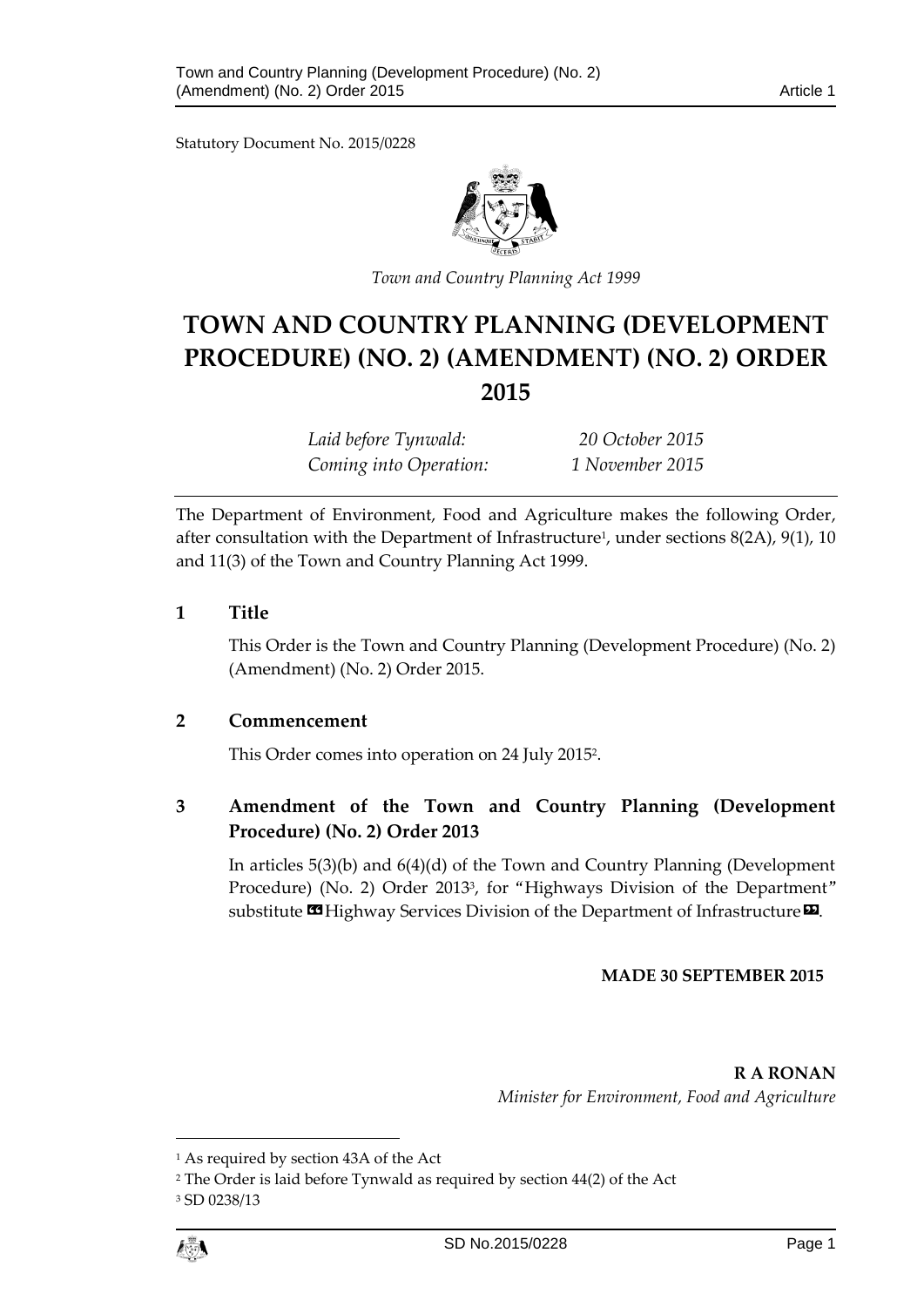Statutory Document No. 2015/0228

*Town and Country Planning Act 1999*

# TOWN AND COUNTRY PLANNING (DEVELOPMENT PROCEDURE) (NO. 2) (AMENDMENT) (NO. 2) ORDER 2015

| | |
|---|---|
| *Laid before Tynwald:* | *20 October 2015* |
| *Coming into Operation:* | *1 November 2015* |

The Department of Environment, Food and Agriculture makes the following Order, after consultation with the Department of Infrastructure[1], under sections 8(2A), 9(1), 10 and 11(3) of the Town and Country Planning Act 1999.

## 1 Title

This Order is the Town and Country Planning (Development Procedure) (No. 2) (Amendment) (No. 2) Order 2015.

## 2 Commencement

This Order comes into operation on 24 July 2015[2].

## 3 Amendment of the Town and Country Planning (Development Procedure) (No. 2) Order 2013

In articles 5(3)(b) and 6(4)(d) of the Town and Country Planning (Development Procedure) (No. 2) Order 2013[3], for "Highways Division of the Department" substitute «Highway Services Division of the Department of Infrastructure».

**MADE 30 SEPTEMBER 2015**

**R A RONAN**
*Minister for Environment, Food and Agriculture*

[1] As required by section 43A of the Act

[2] The Order is laid before Tynwald as required by section 44(2) of the Act

[3] SD 0238/13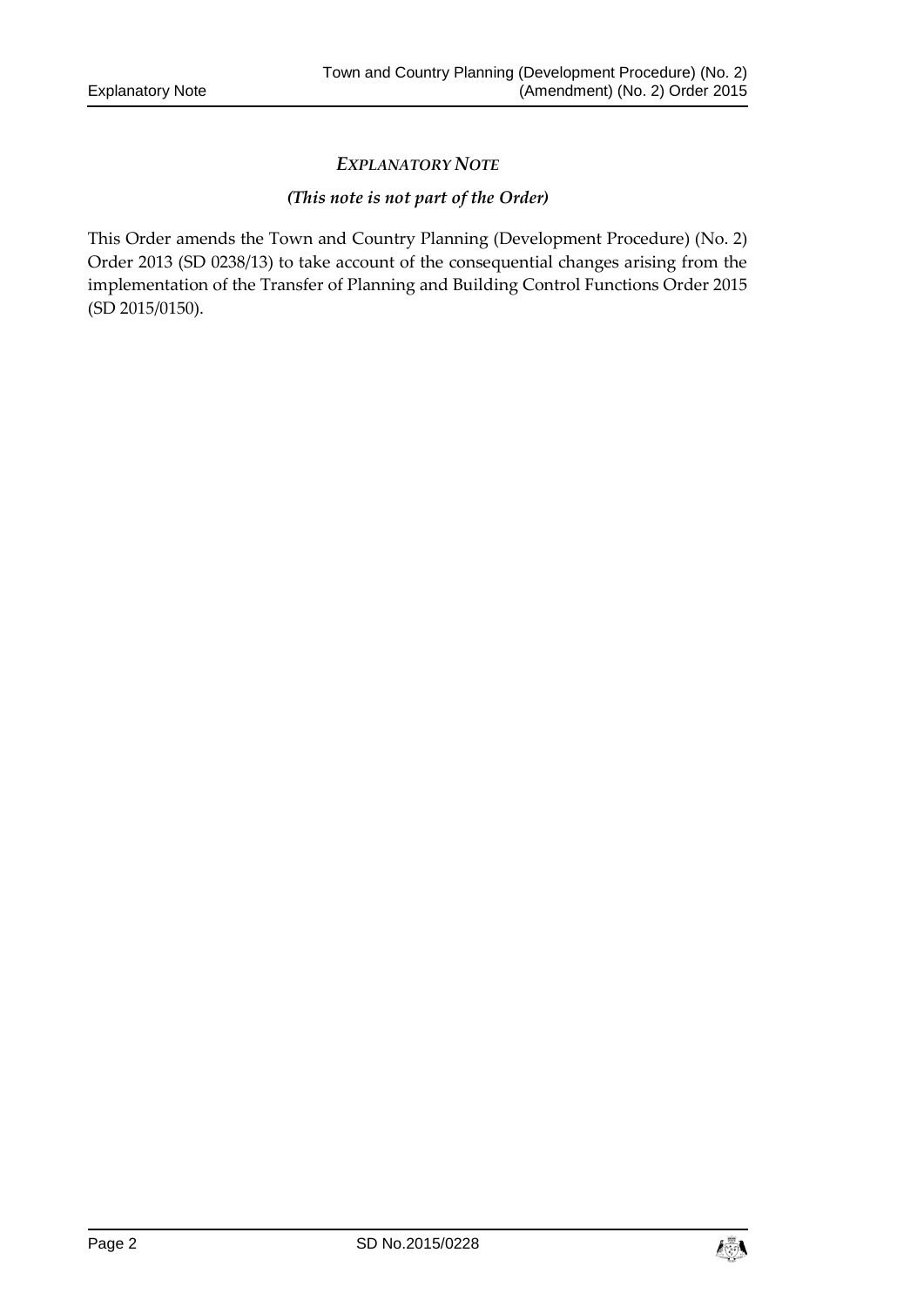## *EXPLANATORY NOTE*

### *(This note is not part of the Order)*

This Order amends the Town and Country Planning (Development Procedure) (No. 2) Order 2013 (SD 0238/13) to take account of the consequential changes arising from the implementation of the Transfer of Planning and Building Control Functions Order 2015 (SD 2015/0150).